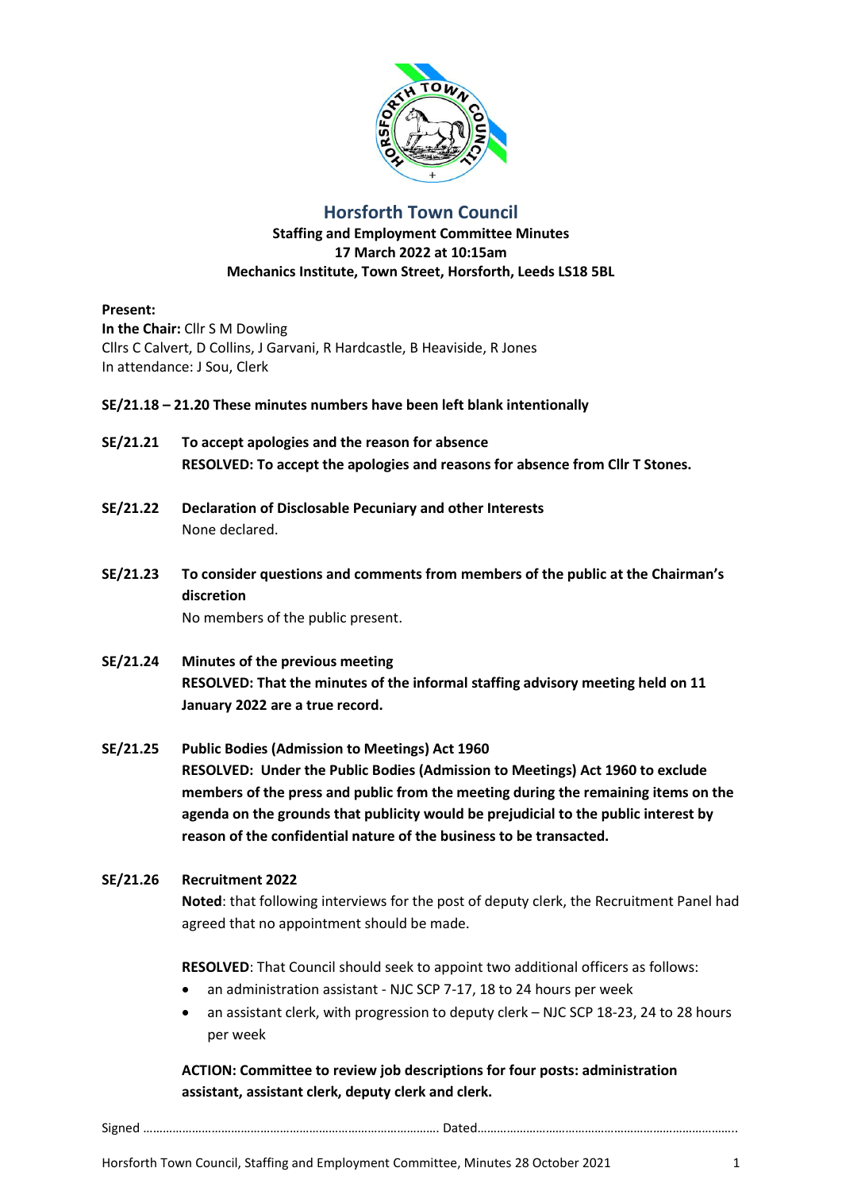# Horsforth Town Council

**Staffing and Employment Committee Minutes**
**17 March 2022 at 10:15am**
**Mechanics Institute, Town Street, Horsforth, Leeds LS18 5BL**

**Present:**
**In the Chair:** Cllr S M Dowling
Cllrs C Calvert, D Collins, J Garvani, R Hardcastle, B Heaviside, R Jones
In attendance: J Sou, Clerk

**SE/21.18 – 21.20 These minutes numbers have been left blank intentionally**

**SE/21.21 To accept apologies and the reason for absence**
**RESOLVED: To accept the apologies and reasons for absence from Cllr T Stones.**

**SE/21.22 Declaration of Disclosable Pecuniary and other Interests**
None declared.

**SE/21.23 To consider questions and comments from members of the public at the Chairman's discretion**
No members of the public present.

**SE/21.24 Minutes of the previous meeting**
**RESOLVED: That the minutes of the informal staffing advisory meeting held on 11 January 2022 are a true record.**

**SE/21.25 Public Bodies (Admission to Meetings) Act 1960**
**RESOLVED: Under the Public Bodies (Admission to Meetings) Act 1960 to exclude members of the press and public from the meeting during the remaining items on the agenda on the grounds that publicity would be prejudicial to the public interest by reason of the confidential nature of the business to be transacted.**

**SE/21.26 Recruitment 2022**
**Noted**: that following interviews for the post of deputy clerk, the Recruitment Panel had agreed that no appointment should be made.

**RESOLVED**: That Council should seek to appoint two additional officers as follows:

- an administration assistant - NJC SCP 7-17, 18 to 24 hours per week
- an assistant clerk, with progression to deputy clerk – NJC SCP 18-23, 24 to 28 hours per week

**ACTION: Committee to review job descriptions for four posts: administration assistant, assistant clerk, deputy clerk and clerk.**

Signed ……………………………………………………………………………. Dated…………………………………………………………………..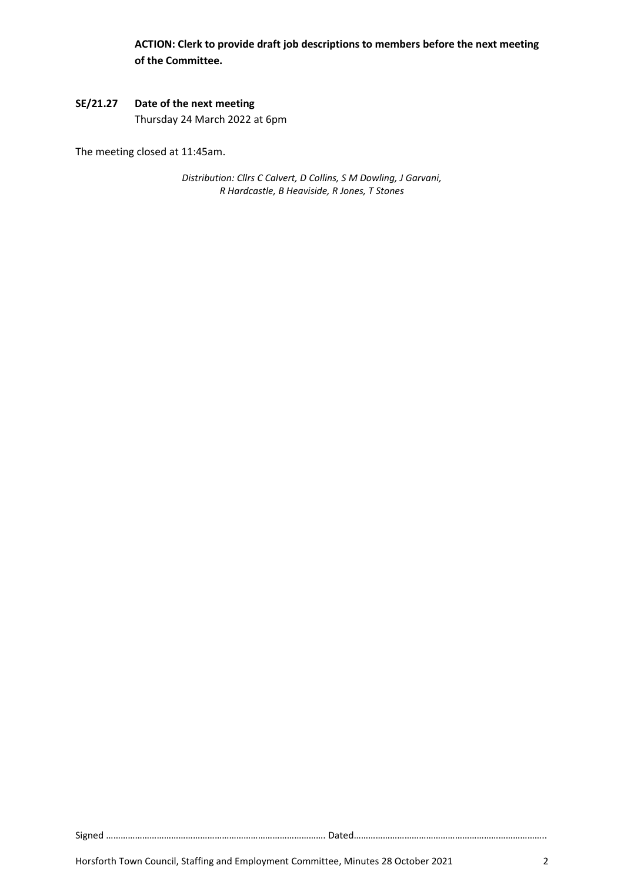**ACTION: Clerk to provide draft job descriptions to members before the next meeting of the Committee.**

**SE/21.27 Date of the next meeting**

Thursday 24 March 2022 at 6pm

The meeting closed at 11:45am.

*Distribution: Cllrs C Calvert, D Collins, S M Dowling, J Garvani, R Hardcastle, B Heaviside, R Jones, T Stones*

Signed ………………………………………………………………………………. Dated……………………………………………………………………..

Horsforth Town Council, Staffing and Employment Committee, Minutes 28 October 2021